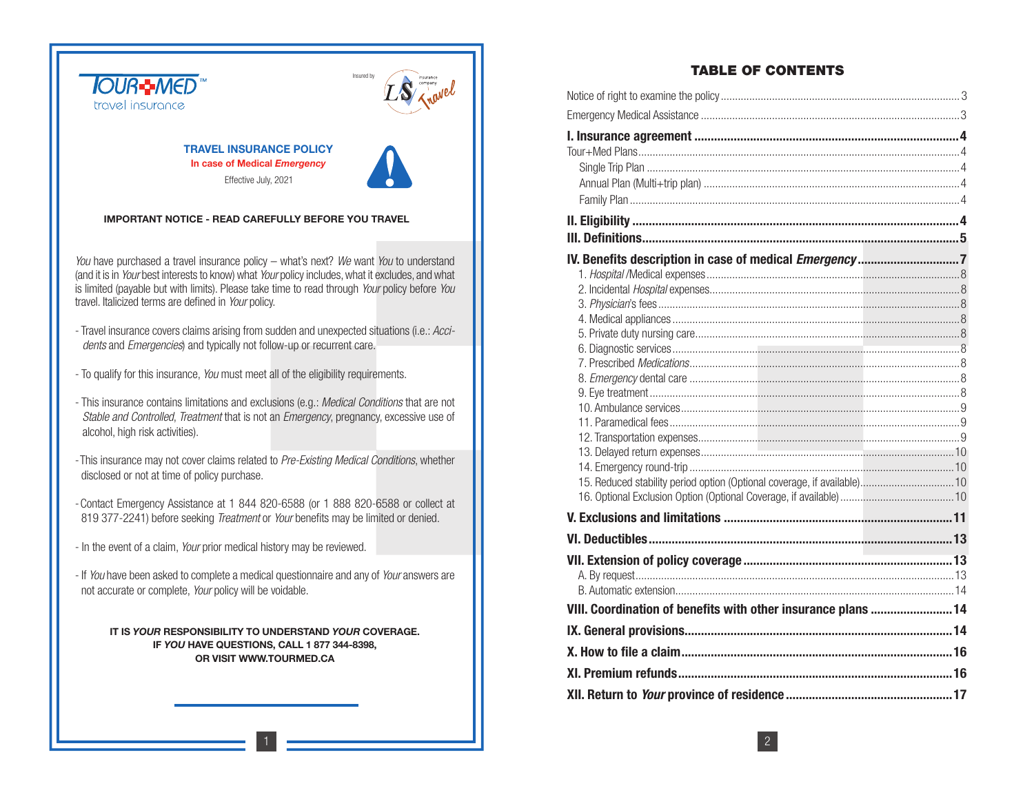TOUR+MED™ travel insurance

Insured by LS Travel insurance company

## TRAVEL INSURANCE POLICY

**In case of Medical *Emergency***

Effective July, 2021

**IMPORTANT NOTICE - READ CAREFULLY BEFORE YOU TRAVEL**

*You* have purchased a travel insurance policy – what's next? *We* want *You* to understand (and it is in *Your* best interests to know) what *Your* policy includes, what it excludes, and what is limited (payable but with limits). Please take time to read through *Your* policy before *You* travel. Italicized terms are defined in *Your* policy.

- Travel insurance covers claims arising from sudden and unexpected situations (i.e.: *Accidents* and *Emergencies*) and typically not follow-up or recurrent care.
- To qualify for this insurance, *You* must meet all of the eligibility requirements.
- This insurance contains limitations and exclusions (e.g.: *Medical Conditions* that are not *Stable and Controlled*, *Treatment* that is not an *Emergency*, pregnancy, excessive use of alcohol, high risk activities).
- This insurance may not cover claims related to *Pre-Existing Medical Conditions*, whether disclosed or not at time of policy purchase.
- Contact Emergency Assistance at 1 844 820-6588 (or 1 888 820-6588 or collect at 819 377-2241) before seeking *Treatment* or *Your* benefits may be limited or denied.
- In the event of a claim, *Your* prior medical history may be reviewed.
- If *You* have been asked to complete a medical questionnaire and any of *Your* answers are not accurate or complete, *Your* policy will be voidable.

**IT IS *YOUR* RESPONSIBILITY TO UNDERSTAND *YOUR* COVERAGE.**
**IF *YOU* HAVE QUESTIONS, CALL 1 877 344-8398,**
**OR VISIT WWW.TOURMED.CA**

## TABLE OF CONTENTS

Notice of right to examine the policy ............ 3
Emergency Medical Assistance ............ 3

**I. Insurance agreement ............ 4**
Tour+Med Plans ............ 4
- Single Trip Plan ............ 4
- Annual Plan (Multi+trip plan) ............ 4
- Family Plan ............ 4

**II. Eligibility ............ 4**
**III. Definitions ............ 5**
**IV. Benefits description in case of medical *Emergency* ............ 7**
1. *Hospital* /Medical expenses ............ 8
2. Incidental *Hospital* expenses ............ 8
3. *Physician*'s fees ............ 8
4. Medical appliances ............ 8
5. Private duty nursing care ............ 8
6. Diagnostic services ............ 8
7. Prescribed *Medications* ............ 8
8. *Emergency* dental care ............ 8
9. Eye treatment ............ 8
10. Ambulance services ............ 9
11. Paramedical fees ............ 9
12. Transportation expenses ............ 9
13. Delayed return expenses ............ 10
14. Emergency round-trip ............ 10
15. Reduced stability period option (Optional coverage, if available) ............ 10
16. Optional Exclusion Option (Optional Coverage, if available) ............ 10

**V. Exclusions and limitations ............ 11**
**VI. Deductibles ............ 13**
**VII. Extension of policy coverage ............ 13**
A. By request ............ 13
B. Automatic extension ............ 14

**VIII. Coordination of benefits with other insurance plans ............ 14**
**IX. General provisions ............ 14**
**X. How to file a claim ............ 16**
**XI. Premium refunds ............ 16**
**XII. Return to *Your* province of residence ............ 17**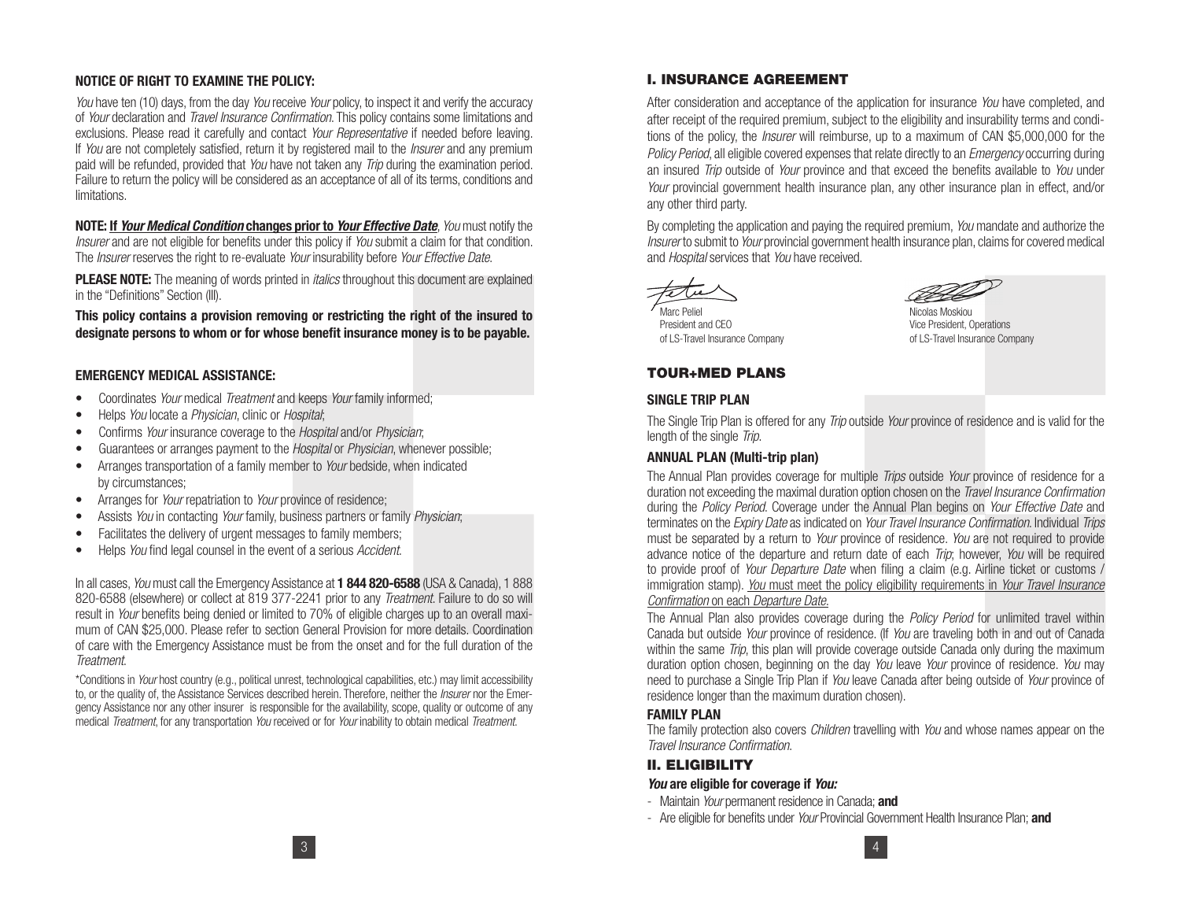### NOTICE OF RIGHT TO EXAMINE THE POLICY:

*You* have ten (10) days, from the day *You* receive *Your* policy, to inspect it and verify the accuracy of *Your* declaration and *Travel Insurance Confirmation*. This policy contains some limitations and exclusions. Please read it carefully and contact *Your Representative* if needed before leaving. If *You* are not completely satisfied, return it by registered mail to the *Insurer* and any premium paid will be refunded, provided that *You* have not taken any *Trip* during the examination period. Failure to return the policy will be considered as an acceptance of all of its terms, conditions and limitations.

**NOTE: If *Your Medical Condition* changes prior to *Your Effective Date***, *You* must notify the *Insurer* and are not eligible for benefits under this policy if *You* submit a claim for that condition. The *Insurer* reserves the right to re-evaluate *Your* insurability before *Your Effective Date*.

**PLEASE NOTE:** The meaning of words printed in *italics* throughout this document are explained in the "Definitions" Section (III).

**This policy contains a provision removing or restricting the right of the insured to designate persons to whom or for whose benefit insurance money is to be payable.**

### EMERGENCY MEDICAL ASSISTANCE:

- Coordinates *Your* medical *Treatment* and keeps *Your* family informed;
- Helps *You* locate a *Physician*, clinic or *Hospital*;
- Confirms *Your* insurance coverage to the *Hospital* and/or *Physician*;
- Guarantees or arranges payment to the *Hospital* or *Physician*, whenever possible;
- Arranges transportation of a family member to *Your* bedside, when indicated by circumstances;
- Arranges for *Your* repatriation to *Your* province of residence;
- Assists *You* in contacting *Your* family, business partners or family *Physician*;
- Facilitates the delivery of urgent messages to family members;
- Helps *You* find legal counsel in the event of a serious *Accident*.

In all cases, *You* must call the Emergency Assistance at **1 844 820-6588** (USA & Canada), 1 888 820-6588 (elsewhere) or collect at 819 377-2241 prior to any *Treatment*. Failure to do so will result in *Your* benefits being denied or limited to 70% of eligible charges up to an overall maximum of CAN $25,000. Please refer to section General Provision for more details. Coordination of care with the Emergency Assistance must be from the onset and for the full duration of the *Treatment*.

\*Conditions in *Your* host country (e.g., political unrest, technological capabilities, etc.) may limit accessibility to, or the quality of, the Assistance Services described herein. Therefore, neither the *Insurer* nor the Emergency Assistance nor any other insurer is responsible for the availability, scope, quality or outcome of any medical *Treatment*, for any transportation *You* received or for *Your* inability to obtain medical *Treatment*.

## I. INSURANCE AGREEMENT

After consideration and acceptance of the application for insurance *You* have completed, and after receipt of the required premium, subject to the eligibility and insurability terms and conditions of the policy, the *Insurer* will reimburse, up to a maximum of CAN $5,000,000 for the *Policy Period*, all eligible covered expenses that relate directly to an *Emergency* occurring during an insured *Trip* outside of *Your* province and that exceed the benefits available to *You* under *Your* provincial government health insurance plan, any other insurance plan in effect, and/or any other third party.

By completing the application and paying the required premium, *You* mandate and authorize the *Insurer* to submit to *Your* provincial government health insurance plan, claims for covered medical and *Hospital* services that *You* have received.

Marc Peliel
President and CEO
of LS-Travel Insurance Company

Nicolas Moskiou
Vice President, Operations
of LS-Travel Insurance Company

## TOUR+MED PLANS

### SINGLE TRIP PLAN

The Single Trip Plan is offered for any *Trip* outside *Your* province of residence and is valid for the length of the single *Trip*.

### ANNUAL PLAN (Multi-trip plan)

The Annual Plan provides coverage for multiple *Trips* outside *Your* province of residence for a duration not exceeding the maximal duration option chosen on the *Travel Insurance Confirmation* during the *Policy Period*. Coverage under the Annual Plan begins on *Your Effective Date* and terminates on the *Expiry Date* as indicated on *Your Travel Insurance Confirmation*. Individual *Trips* must be separated by a return to *Your* province of residence. *You* are not required to provide advance notice of the departure and return date of each *Trip*; however, *You* will be required to provide proof of *Your Departure Date* when filing a claim (e.g. Airline ticket or customs / immigration stamp). <u>*You* must meet the policy eligibility requirements in *Your Travel Insurance Confirmation* on each *Departure Date*.</u>

The Annual Plan also provides coverage during the *Policy Period* for unlimited travel within Canada but outside *Your* province of residence. (If *You* are traveling both in and out of Canada within the same *Trip*, this plan will provide coverage outside Canada only during the maximum duration option chosen, beginning on the day *You* leave *Your* province of residence. *You* may need to purchase a Single Trip Plan if *You* leave Canada after being outside of *Your* province of residence longer than the maximum duration chosen).

### FAMILY PLAN

The family protection also covers *Children* travelling with *You* and whose names appear on the *Travel Insurance Confirmation*.

## II. ELIGIBILITY

***You* are eligible for coverage if *You:***

- Maintain *Your* permanent residence in Canada; **and**
- Are eligible for benefits under *Your* Provincial Government Health Insurance Plan; **and**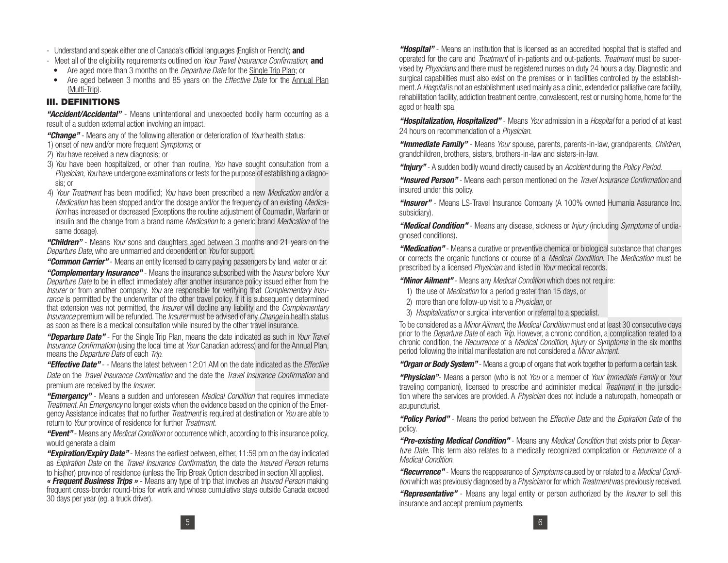- Understand and speak either one of Canada's official languages (English or French); **and**
- Meet all of the eligibility requirements outlined on *Your Travel Insurance Confirmation*; **and**
  - Are aged more than 3 months on the *Departure Date* for the Single Trip Plan; or
  - Are aged between 3 months and 85 years on the *Effective Date* for the Annual Plan (Multi-Trip).

## III. DEFINITIONS

***"Accident/Accidental"*** - Means unintentional and unexpected bodily harm occurring as a result of a sudden external action involving an impact.

***"Change"*** - Means any of the following alteration or deterioration of *Your* health status:

1) onset of new and/or more frequent *Symptoms*; or
2) *You* have received a new diagnosis; or
3) *You* have been hospitalized, or other than routine, *You* have sought consultation from a *Physician*, *You* have undergone examinations or tests for the purpose of establishing a diagnosis; or
4) *Your Treatment* has been modified; *You* have been prescribed a new *Medication* and/or a *Medication* has been stopped and/or the dosage and/or the frequency of an existing *Medication* has increased or decreased (Exceptions the routine adjustment of Coumadin, Warfarin or insulin and the change from a brand name *Medication* to a generic brand *Medication* of the same dosage).

***"Children"*** - Means *Your* sons and daughters aged between 3 months and 21 years on the *Departure Date*, who are unmarried and dependent on *You* for support.

***"Common Carrier"*** - Means an entity licensed to carry paying passengers by land, water or air.

***"Complementary Insurance"*** - Means the insurance subscribed with the *Insurer* before *Your Departure Date* to be in effect immediately after another insurance policy issued either from the *Insurer* or from another company. *You* are responsible for verifying that *Complementary Insurance* is permitted by the underwriter of the other travel policy. If it is subsequently determined that extension was not permitted, the *Insurer* will decline any liability and the *Complementary Insurance* premium will be refunded. The *Insurer* must be advised of any *Change* in health status as soon as there is a medical consultation while insured by the other travel insurance.

***"Departure Date"*** - For the Single Trip Plan, means the date indicated as such in *Your Travel Insurance Confirmation* (using the local time at *Your* Canadian address) and for the Annual Plan, means the *Departure Date* of each *Trip*.

***"Effective Date"*** - - Means the latest between 12:01 AM on the date indicated as the *Effective Date* on the *Travel Insurance Confirmation* and the date the *Travel Insurance Confirmation* and premium are received by the *Insurer*.

***"Emergency"*** - Means a sudden and unforeseen *Medical Condition* that requires immediate *Treatment*. An *Emergency* no longer exists when the evidence based on the opinion of the Emergency Assistance indicates that no further *Treatment* is required at destination or *You* are able to return to *Your* province of residence for further *Treatment*.

***"Event"*** - Means any *Medical Condition* or occurrence which, according to this insurance policy, would generate a claim

***"Expiration/Expiry Date"*** - Means the earliest between, either, 11:59 pm on the day indicated as *Expiration Date* on the *Travel Insurance Confirmation*, the date the *Insured Person* returns to his(her) province of residence (unless the Trip Break Option described in section XII applies).

***« Frequent Business Trips »*** - Means any type of trip that involves an *Insured Person* making frequent cross-border round-trips for work and whose cumulative stays outside Canada exceed 30 days per year (eg. a truck driver).

***"Hospital"*** - Means an institution that is licensed as an accredited hospital that is staffed and operated for the care and *Treatment* of in-patients and out-patients. *Treatment* must be supervised by *Physicians* and there must be registered nurses on duty 24 hours a day. Diagnostic and surgical capabilities must also exist on the premises or in facilities controlled by the establishment. A *Hospital* is not an establishment used mainly as a clinic, extended or palliative care facility, rehabilitation facility, addiction treatment centre, convalescent, rest or nursing home, home for the aged or health spa.

***"Hospitalization, Hospitalized"*** - Means *Your* admission in a *Hospital* for a period of at least 24 hours on recommendation of a *Physician*.

***"Immediate Family"*** - Means *Your* spouse, parents, parents-in-law, grandparents, *Children*, grandchildren, brothers, sisters, brothers-in-law and sisters-in-law.

***"Injury"*** - A sudden bodily wound directly caused by an *Accident* during the *Policy Period*.

***"Insured Person"*** - Means each person mentioned on the *Travel Insurance Confirmation* and insured under this policy.

***"Insurer"*** - Means LS-Travel Insurance Company (A 100% owned Humania Assurance Inc. subsidiary).

***"Medical Condition"*** - Means any disease, sickness or *Injury* (including *Symptoms* of undiagnosed conditions).

***"Medication"*** - Means a curative or preventive chemical or biological substance that changes or corrects the organic functions or course of a *Medical Condition*. The *Medication* must be prescribed by a licensed *Physician* and listed in *Your* medical records.

***"Minor Ailment"*** - Means any *Medical Condition* which does not require:

1) the use of *Medication* for a period greater than 15 days, or
2) more than one follow-up visit to a *Physician*, or
3) *Hospitalization* or surgical intervention or referral to a specialist.

To be considered as a *Minor Ailment*, the *Medical Condition* must end at least 30 consecutive days prior to the *Departure Date* of each *Trip*. However, a chronic condition, a complication related to a chronic condition, the *Recurrence* of a *Medical Condition*, *Injury* or *Symptoms* in the six months period following the initial manifestation are not considered a *Minor ailment*.

***"Organ or Body System"*** - Means a group of organs that work together to perform a certain task.

***"Physician"*** - Means a person (who is not *You* or a member of *Your Immediate Family* or *Your* traveling companion), licensed to prescribe and administer medical *Treatment* in the jurisdiction where the services are provided. A *Physician* does not include a naturopath, homeopath or acupuncturist.

***"Policy Period"*** - Means the period between the *Effective Date* and the *Expiration Date* of the policy.

***"Pre-existing Medical Condition"*** - Means any *Medical Condition* that exists prior to *Departure Date*. This term also relates to a medically recognized complication or *Recurrence* of a *Medical Condition*.

***"Recurrence"*** - Means the reappearance of *Symptoms* caused by or related to a *Medical Condition* which was previously diagnosed by a *Physician* or for which *Treatment* was previously received.

***"Representative"*** - Means any legal entity or person authorized by the *Insurer* to sell this insurance and accept premium payments.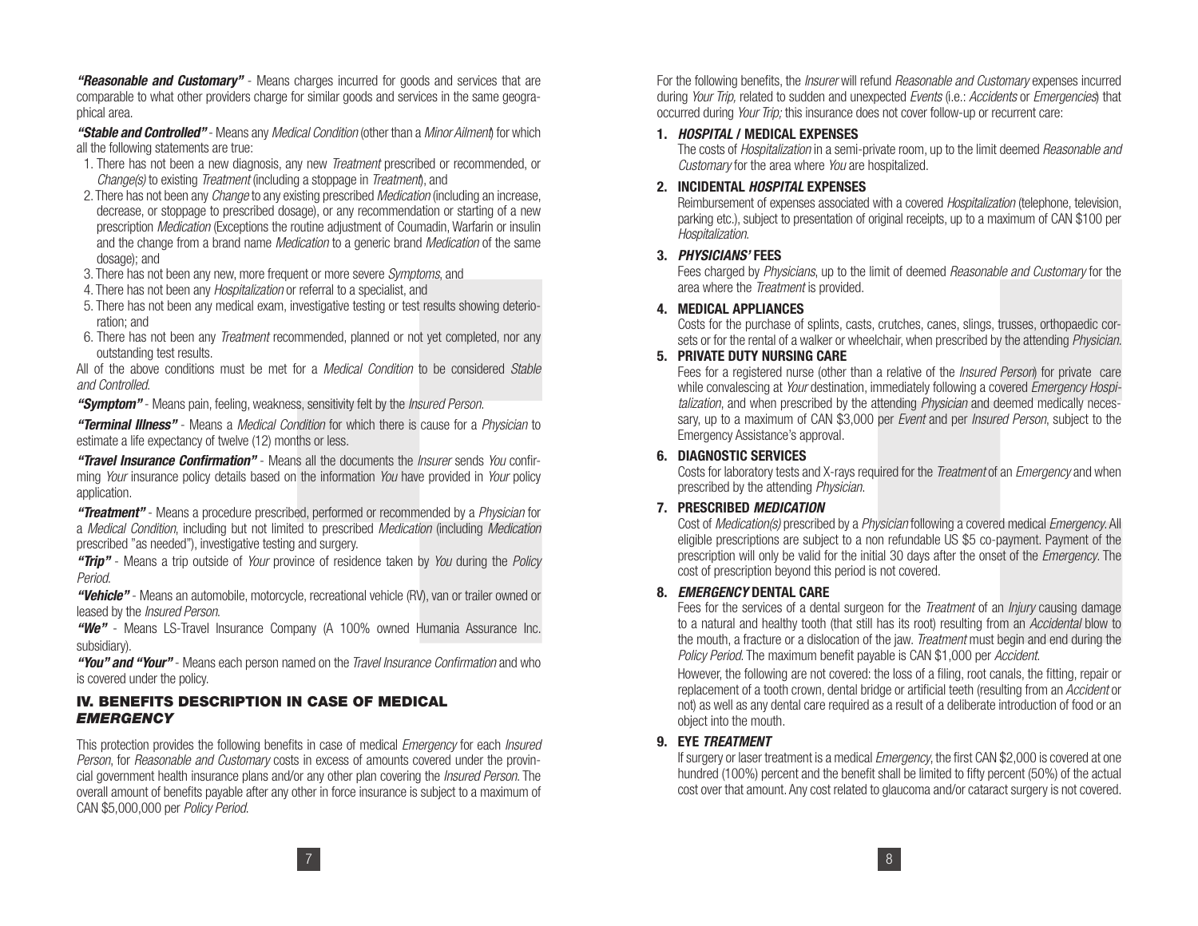***"Reasonable and Customary"*** - Means charges incurred for goods and services that are comparable to what other providers charge for similar goods and services in the same geographical area.

***"Stable and Controlled"*** - Means any *Medical Condition* (other than a *Minor Ailment*) for which all the following statements are true:

1. There has not been a new diagnosis, any new *Treatment* prescribed or recommended, or *Change(s)* to existing *Treatment* (including a stoppage in *Treatment*), and
2. There has not been any *Change* to any existing prescribed *Medication* (including an increase, decrease, or stoppage to prescribed dosage), or any recommendation or starting of a new prescription *Medication* (Exceptions the routine adjustment of Coumadin, Warfarin or insulin and the change from a brand name *Medication* to a generic brand *Medication* of the same dosage); and
3. There has not been any new, more frequent or more severe *Symptoms*, and
4. There has not been any *Hospitalization* or referral to a specialist, and
5. There has not been any medical exam, investigative testing or test results showing deterioration; and
6. There has not been any *Treatment* recommended, planned or not yet completed, nor any outstanding test results.

All of the above conditions must be met for a *Medical Condition* to be considered *Stable and Controlled*.

***"Symptom"*** - Means pain, feeling, weakness, sensitivity felt by the *Insured Person*.

***"Terminal Illness"*** - Means a *Medical Condition* for which there is cause for a *Physician* to estimate a life expectancy of twelve (12) months or less.

***"Travel Insurance Confirmation"*** - Means all the documents the *Insurer* sends *You* confirming *Your* insurance policy details based on the information *You* have provided in *Your* policy application.

***"Treatment"*** - Means a procedure prescribed, performed or recommended by a *Physician* for a *Medical Condition*, including but not limited to prescribed *Medication* (including *Medication* prescribed "as needed"), investigative testing and surgery.

***"Trip"*** - Means a trip outside of *Your* province of residence taken by *You* during the *Policy Period*.

***"Vehicle"*** - Means an automobile, motorcycle, recreational vehicle (RV), van or trailer owned or leased by the *Insured Person*.

***"We"*** - Means LS-Travel Insurance Company (A 100% owned Humania Assurance Inc. subsidiary).

***"You" and "Your"*** - Means each person named on the *Travel Insurance Confirmation* and who is covered under the policy.

## IV. BENEFITS DESCRIPTION IN CASE OF MEDICAL *EMERGENCY*

This protection provides the following benefits in case of medical *Emergency* for each *Insured Person*, for *Reasonable and Customary* costs in excess of amounts covered under the provincial government health insurance plans and/or any other plan covering the *Insured Person*. The overall amount of benefits payable after any other in force insurance is subject to a maximum of CAN $5,000,000 per *Policy Period*.

For the following benefits, the *Insurer* will refund *Reasonable and Customary* expenses incurred during *Your Trip,* related to sudden and unexpected *Events* (i.e.: *Accidents* or *Emergencies*) that occurred during *Your Trip;* this insurance does not cover follow-up or recurrent care:

### 1. *HOSPITAL* / MEDICAL EXPENSES

The costs of *Hospitalization* in a semi-private room, up to the limit deemed *Reasonable and Customary* for the area where *You* are hospitalized.

### 2. INCIDENTAL *HOSPITAL* EXPENSES

Reimbursement of expenses associated with a covered *Hospitalization* (telephone, television, parking etc.), subject to presentation of original receipts, up to a maximum of CAN $100 per *Hospitalization*.

### 3. *PHYSICIANS'* FEES

Fees charged by *Physicians*, up to the limit of deemed *Reasonable and Customary* for the area where the *Treatment* is provided.

### 4. MEDICAL APPLIANCES

Costs for the purchase of splints, casts, crutches, canes, slings, trusses, orthopaedic corsets or for the rental of a walker or wheelchair, when prescribed by the attending *Physician*.

### 5. PRIVATE DUTY NURSING CARE

Fees for a registered nurse (other than a relative of the *Insured Person*) for private care while convalescing at *Your* destination, immediately following a covered *Emergency Hospitalization*, and when prescribed by the attending *Physician* and deemed medically necessary, up to a maximum of CAN $3,000 per *Event* and per *Insured Person*, subject to the Emergency Assistance's approval.

### 6. DIAGNOSTIC SERVICES

Costs for laboratory tests and X-rays required for the *Treatment* of an *Emergency* and when prescribed by the attending *Physician*.

### 7. PRESCRIBED *MEDICATION*

Cost of *Medication(s)* prescribed by a *Physician* following a covered medical *Emergency*. All eligible prescriptions are subject to a non refundable US $5 co-payment. Payment of the prescription will only be valid for the initial 30 days after the onset of the *Emergency*. The cost of prescription beyond this period is not covered.

### 8. *EMERGENCY* DENTAL CARE

Fees for the services of a dental surgeon for the *Treatment* of an *Injury* causing damage to a natural and healthy tooth (that still has its root) resulting from an *Accidental* blow to the mouth, a fracture or a dislocation of the jaw. *Treatment* must begin and end during the *Policy Period*. The maximum benefit payable is CAN $1,000 per *Accident*.

However, the following are not covered: the loss of a filing, root canals, the fitting, repair or replacement of a tooth crown, dental bridge or artificial teeth (resulting from an *Accident* or not) as well as any dental care required as a result of a deliberate introduction of food or an object into the mouth.

### 9. EYE *TREATMENT*

If surgery or laser treatment is a medical *Emergency*, the first CAN $2,000 is covered at one hundred (100%) percent and the benefit shall be limited to fifty percent (50%) of the actual cost over that amount. Any cost related to glaucoma and/or cataract surgery is not covered.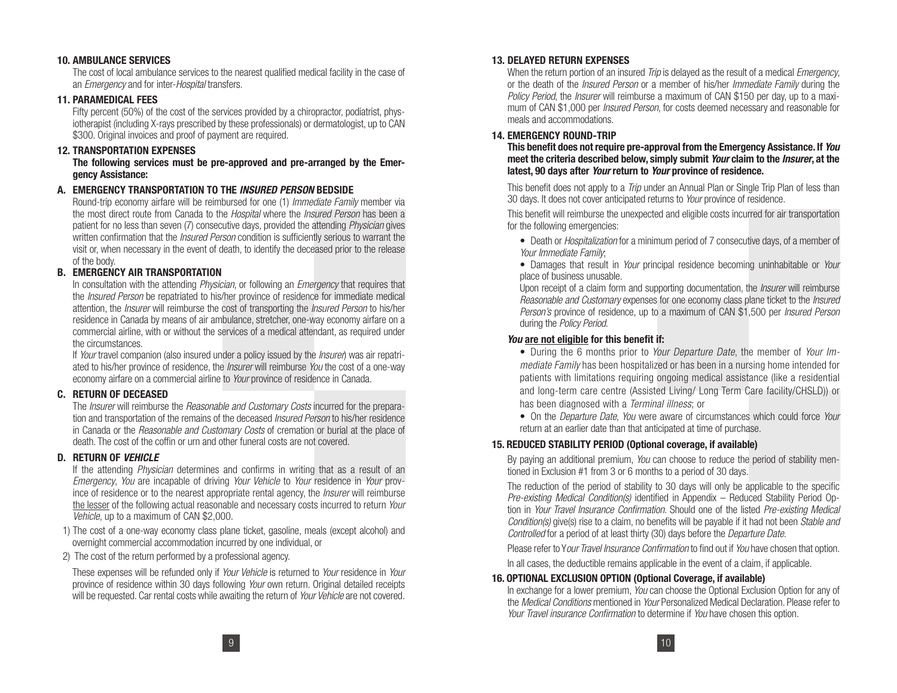### 10. AMBULANCE SERVICES

The cost of local ambulance services to the nearest qualified medical facility in the case of an *Emergency* and for inter-*Hospital* transfers.

### 11. PARAMEDICAL FEES

Fifty percent (50%) of the cost of the services provided by a chiropractor, podiatrist, physiotherapist (including X-rays prescribed by these professionals) or dermatologist, up to CAN $300. Original invoices and proof of payment are required.

### 12. TRANSPORTATION EXPENSES

**The following services must be pre-approved and pre-arranged by the Emergency Assistance:**

#### A. EMERGENCY TRANSPORTATION TO THE *INSURED PERSON* BEDSIDE

Round-trip economy airfare will be reimbursed for one (1) *Immediate Family* member via the most direct route from Canada to the *Hospital* where the *Insured Person* has been a patient for no less than seven (7) consecutive days, provided the attending *Physician* gives written confirmation that the *Insured Person* condition is sufficiently serious to warrant the visit or, when necessary in the event of death, to identify the deceased prior to the release of the body.

#### B. EMERGENCY AIR TRANSPORTATION

In consultation with the attending *Physician*, or following an *Emergency* that requires that the *Insured Person* be repatriated to his/her province of residence for immediate medical attention, the *Insurer* will reimburse the cost of transporting the *Insured Person* to his/her residence in Canada by means of air ambulance, stretcher, one-way economy airfare on a commercial airline, with or without the services of a medical attendant, as required under the circumstances.

If *Your* travel companion (also insured under a policy issued by the *Insurer*) was air repatriated to his/her province of residence, the *Insurer* will reimburse *You* the cost of a one-way economy airfare on a commercial airline to *Your* province of residence in Canada.

#### C. RETURN OF DECEASED

The *Insurer* will reimburse the *Reasonable and Customary Costs* incurred for the preparation and transportation of the remains of the deceased *Insured Person* to his/her residence in Canada or the *Reasonable and Customary Costs* of cremation or burial at the place of death. The cost of the coffin or urn and other funeral costs are not covered.

#### D. RETURN OF *VEHICLE*

If the attending *Physician* determines and confirms in writing that as a result of an *Emergency*, *You* are incapable of driving *Your Vehicle* to *Your* residence in *Your* province of residence or to the nearest appropriate rental agency, the *Insurer* will reimburse the lesser of the following actual reasonable and necessary costs incurred to return *Your Vehicle*, up to a maximum of CAN $2,000.

1) The cost of a one-way economy class plane ticket, gasoline, meals (except alcohol) and overnight commercial accommodation incurred by one individual, or
2) The cost of the return performed by a professional agency.

These expenses will be refunded only if *Your Vehicle* is returned to *Your* residence in *Your* province of residence within 30 days following *Your* own return. Original detailed receipts will be requested. Car rental costs while awaiting the return of *Your Vehicle* are not covered.

### 13. DELAYED RETURN EXPENSES

When the return portion of an insured *Trip* is delayed as the result of a medical *Emergency*, or the death of the *Insured Person* or a member of his/her *Immediate Family* during the *Policy Period*, the *Insurer* will reimburse a maximum of CAN $150 per day, up to a maximum of CAN $1,000 per *Insured Person*, for costs deemed necessary and reasonable for meals and accommodations.

### 14. EMERGENCY ROUND-TRIP

**This benefit does not require pre-approval from the Emergency Assistance. If *You* meet the criteria described below, simply submit *Your* claim to the *Insurer*, at the latest, 90 days after *Your* return to *Your* province of residence.**

This benefit does not apply to a *Trip* under an Annual Plan or Single Trip Plan of less than 30 days. It does not cover anticipated returns to *Your* province of residence.

This benefit will reimburse the unexpected and eligible costs incurred for air transportation for the following emergencies:

- Death or *Hospitalization* for a minimum period of 7 consecutive days, of a member of *Your Immediate Family*;
- Damages that result in *Your* principal residence becoming uninhabitable or *Your* place of business unusable.

Upon receipt of a claim form and supporting documentation, the *Insurer* will reimburse *Reasonable and Customary* expenses for one economy class plane ticket to the *Insured Person's* province of residence, up to a maximum of CAN $1,500 per *Insured Person* during the *Policy Period*.

***You* are not eligible for this benefit if:**

- During the 6 months prior to *Your Departure Date*, the member of *Your Immediate Family* has been hospitalized or has been in a nursing home intended for patients with limitations requiring ongoing medical assistance (like a residential and long-term care centre (Assisted Living/ Long Term Care facility/CHSLD)) or has been diagnosed with a *Terminal illness*; or
- On the *Departure Date*, *You* were aware of circumstances which could force *Your* return at an earlier date than that anticipated at time of purchase.

### 15. REDUCED STABILITY PERIOD (Optional coverage, if available)

By paying an additional premium, *You* can choose to reduce the period of stability mentioned in Exclusion #1 from 3 or 6 months to a period of 30 days.

The reduction of the period of stability to 30 days will only be applicable to the specific *Pre-existing Medical Condition(s)* identified in Appendix – Reduced Stability Period Option in *Your Travel Insurance Confirmation*. Should one of the listed *Pre-existing Medical Condition(s)* give(s) rise to a claim, no benefits will be payable if it had not been *Stable and Controlled* for a period of at least thirty (30) days before the *Departure Date*.

Please refer to *Your Travel Insurance Confirmation* to find out if *You* have chosen that option.

In all cases, the deductible remains applicable in the event of a claim, if applicable.

### 16. OPTIONAL EXCLUSION OPTION (Optional Coverage, if available)

In exchange for a lower premium, *You* can choose the Optional Exclusion Option for any of the *Medical Conditions* mentioned in *Your* Personalized Medical Declaration. Please refer to *Your Travel insurance Confirmation* to determine if *You* have chosen this option.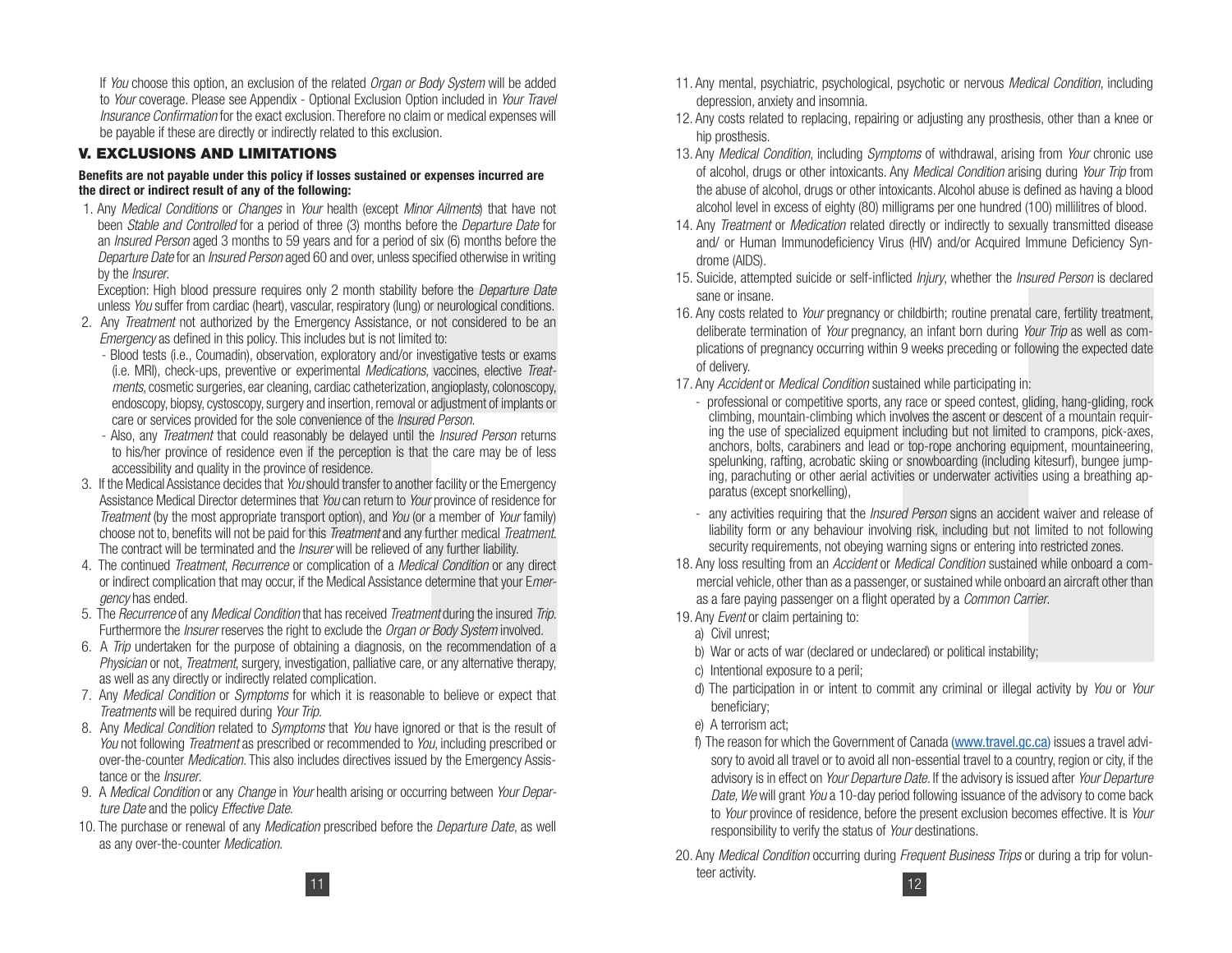If *You* choose this option, an exclusion of the related *Organ or Body System* will be added to *Your* coverage. Please see Appendix - Optional Exclusion Option included in *Your Travel Insurance Confirmation* for the exact exclusion. Therefore no claim or medical expenses will be payable if these are directly or indirectly related to this exclusion.

## V. EXCLUSIONS AND LIMITATIONS

**Benefits are not payable under this policy if losses sustained or expenses incurred are the direct or indirect result of any of the following:**

1. Any *Medical Conditions* or *Changes* in *Your* health (except *Minor Ailments*) that have not been *Stable and Controlled* for a period of three (3) months before the *Departure Date* for an *Insured Person* aged 3 months to 59 years and for a period of six (6) months before the *Departure Date* for an *Insured Person* aged 60 and over, unless specified otherwise in writing by the *Insurer*.

   Exception: High blood pressure requires only 2 month stability before the *Departure Date* unless *You* suffer from cardiac (heart), vascular, respiratory (lung) or neurological conditions.
2. Any *Treatment* not authorized by the Emergency Assistance, or not considered to be an *Emergency* as defined in this policy. This includes but is not limited to:
   - Blood tests (i.e., Coumadin), observation, exploratory and/or investigative tests or exams (i.e. MRI), check-ups, preventive or experimental *Medications*, vaccines, elective *Treatments*, cosmetic surgeries, ear cleaning, cardiac catheterization, angioplasty, colonoscopy, endoscopy, biopsy, cystoscopy, surgery and insertion, removal or adjustment of implants or care or services provided for the sole convenience of the *Insured Person*.
   - Also, any *Treatment* that could reasonably be delayed until the *Insured Person* returns to his/her province of residence even if the perception is that the care may be of less accessibility and quality in the province of residence.
3. If the Medical Assistance decides that *You* should transfer to another facility or the Emergency Assistance Medical Director determines that *You* can return to *Your* province of residence for *Treatment* (by the most appropriate transport option), and *You* (or a member of *Your* family) choose not to, benefits will not be paid for this *Treatment* and any further medical *Treatment*. The contract will be terminated and the *Insurer* will be relieved of any further liability.
4. The continued *Treatment*, *Recurrence* or complication of a *Medical Condition* or any direct or indirect complication that may occur, if the Medical Assistance determine that your E*mergency* has ended.
5. The *Recurrence* of any *Medical Condition* that has received *Treatment* during the insured *Trip*. Furthermore the *Insurer* reserves the right to exclude the *Organ or Body System* involved.
6. A *Trip* undertaken for the purpose of obtaining a diagnosis, on the recommendation of a *Physician* or not, *Treatment*, surgery, investigation, palliative care, or any alternative therapy, as well as any directly or indirectly related complication.
7. Any *Medical Condition* or *Symptoms* for which it is reasonable to believe or expect that *Treatments* will be required during *Your Trip*.
8. Any *Medical Condition* related to *Symptoms* that *You* have ignored or that is the result of *You* not following *Treatment* as prescribed or recommended to *You*, including prescribed or over-the-counter *Medication*. This also includes directives issued by the Emergency Assistance or the *Insurer*.
9. A *Medical Condition* or any *Change* in *Your* health arising or occurring between *Your Departure Date* and the policy *Effective Date*.
10. The purchase or renewal of any *Medication* prescribed before the *Departure Date*, as well as any over-the-counter *Medication*.
11. Any mental, psychiatric, psychological, psychotic or nervous *Medical Condition*, including depression, anxiety and insomnia.
12. Any costs related to replacing, repairing or adjusting any prosthesis, other than a knee or hip prosthesis.
13. Any *Medical Condition*, including *Symptoms* of withdrawal, arising from *Your* chronic use of alcohol, drugs or other intoxicants. Any *Medical Condition* arising during *Your Trip* from the abuse of alcohol, drugs or other intoxicants. Alcohol abuse is defined as having a blood alcohol level in excess of eighty (80) milligrams per one hundred (100) millilitres of blood.
14. Any *Treatment* or *Medication* related directly or indirectly to sexually transmitted disease and/ or Human Immunodeficiency Virus (HIV) and/or Acquired Immune Deficiency Syndrome (AIDS).
15. Suicide, attempted suicide or self-inflicted *Injury*, whether the *Insured Person* is declared sane or insane.
16. Any costs related to *Your* pregnancy or childbirth; routine prenatal care, fertility treatment, deliberate termination of *Your* pregnancy, an infant born during *Your Trip* as well as complications of pregnancy occurring within 9 weeks preceding or following the expected date of delivery.
17. Any *Accident* or *Medical Condition* sustained while participating in:
    - professional or competitive sports, any race or speed contest, gliding, hang-gliding, rock climbing, mountain-climbing which involves the ascent or descent of a mountain requiring the use of specialized equipment including but not limited to crampons, pick-axes, anchors, bolts, carabiners and lead or top-rope anchoring equipment, mountaineering, spelunking, rafting, acrobatic skiing or snowboarding (including kitesurf), bungee jumping, parachuting or other aerial activities or underwater activities using a breathing apparatus (except snorkelling),
    - any activities requiring that the *Insured Person* signs an accident waiver and release of liability form or any behaviour involving risk, including but not limited to not following security requirements, not obeying warning signs or entering into restricted zones.
18. Any loss resulting from an *Accident* or *Medical Condition* sustained while onboard a commercial vehicle, other than as a passenger, or sustained while onboard an aircraft other than as a fare paying passenger on a flight operated by a *Common Carrier*.
19. Any *Event* or claim pertaining to:
    a) Civil unrest;
    b) War or acts of war (declared or undeclared) or political instability;
    c) Intentional exposure to a peril;
    d) The participation in or intent to commit any criminal or illegal activity by *You* or *Your* beneficiary;
    e) A terrorism act;
    f) The reason for which the Government of Canada (www.travel.gc.ca) issues a travel advisory to avoid all travel or to avoid all non-essential travel to a country, region or city, if the advisory is in effect on *Your Departure Date*. If the advisory is issued after *Your Departure Date*, *We* will grant *You* a 10-day period following issuance of the advisory to come back to *Your* province of residence, before the present exclusion becomes effective. It is *Your* responsibility to verify the status of *Your* destinations.
20. Any *Medical Condition* occurring during *Frequent Business Trips* or during a trip for volunteer activity.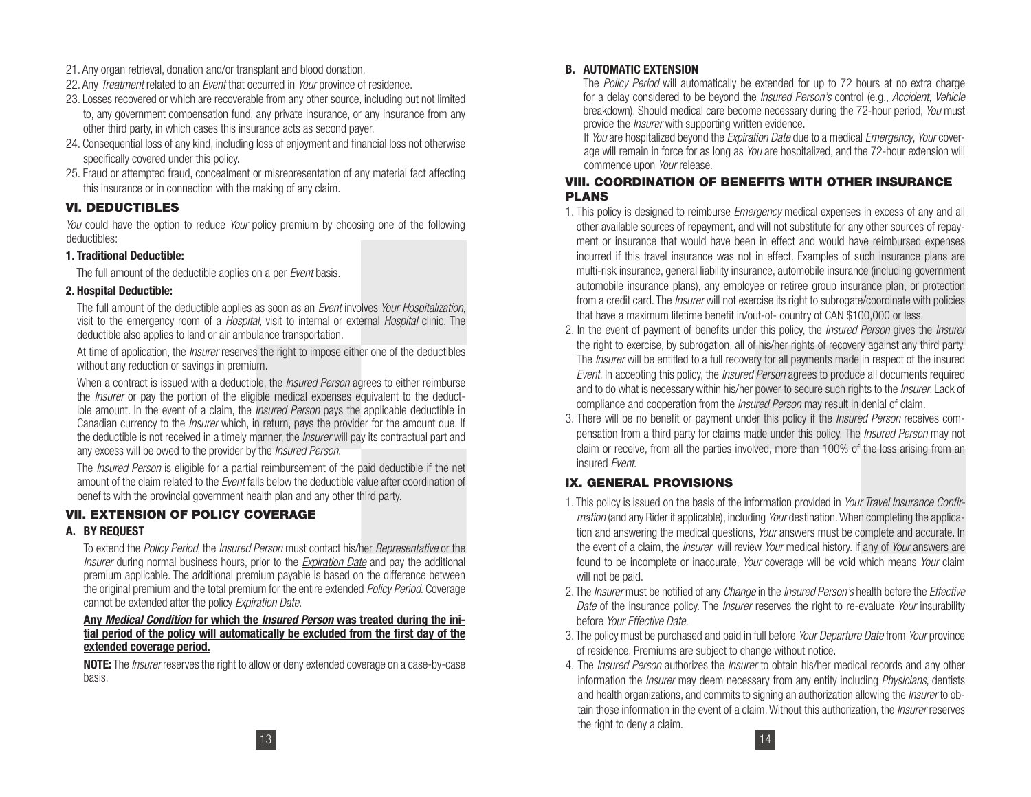21. Any organ retrieval, donation and/or transplant and blood donation.
22. Any *Treatment* related to an *Event* that occurred in *Your* province of residence.
23. Losses recovered or which are recoverable from any other source, including but not limited to, any government compensation fund, any private insurance, or any insurance from any other third party, in which cases this insurance acts as second payer.
24. Consequential loss of any kind, including loss of enjoyment and financial loss not otherwise specifically covered under this policy.
25. Fraud or attempted fraud, concealment or misrepresentation of any material fact affecting this insurance or in connection with the making of any claim.

## VI. DEDUCTIBLES

*You* could have the option to reduce *Your* policy premium by choosing one of the following deductibles:

**1. Traditional Deductible:**

The full amount of the deductible applies on a per *Event* basis.

**2. Hospital Deductible:**

The full amount of the deductible applies as soon as an *Event* involves *Your Hospitalization*, visit to the emergency room of a *Hospital*, visit to internal or external *Hospital* clinic. The deductible also applies to land or air ambulance transportation.

At time of application, the *Insurer* reserves the right to impose either one of the deductibles without any reduction or savings in premium.

When a contract is issued with a deductible, the *Insured Person* agrees to either reimburse the *Insurer* or pay the portion of the eligible medical expenses equivalent to the deductible amount. In the event of a claim, the *Insured Person* pays the applicable deductible in Canadian currency to the *Insurer* which, in return, pays the provider for the amount due. If the deductible is not received in a timely manner, the *Insurer* will pay its contractual part and any excess will be owed to the provider by the *Insured Person*.

The *Insured Person* is eligible for a partial reimbursement of the paid deductible if the net amount of the claim related to the *Event* falls below the deductible value after coordination of benefits with the provincial government health plan and any other third party.

## VII. EXTENSION OF POLICY COVERAGE

### A. BY REQUEST

To extend the *Policy Period*, the *Insured Person* must contact his/her *Representative* or the *Insurer* during normal business hours, prior to the *Expiration Date* and pay the additional premium applicable. The additional premium payable is based on the difference between the original premium and the total premium for the entire extended *Policy Period*. Coverage cannot be extended after the policy *Expiration Date*.

**Any *Medical Condition* for which the *Insured Person* was treated during the initial period of the policy will automatically be excluded from the first day of the extended coverage period.**

**NOTE:** The *Insurer* reserves the right to allow or deny extended coverage on a case-by-case basis.

### B. AUTOMATIC EXTENSION

The *Policy Period* will automatically be extended for up to 72 hours at no extra charge for a delay considered to be beyond the *Insured Person's* control (e.g., *Accident*, *Vehicle* breakdown). Should medical care become necessary during the 72-hour period, *You* must provide the *Insurer* with supporting written evidence.

If *You* are hospitalized beyond the *Expiration Date* due to a medical *Emergency*, *Your* coverage will remain in force for as long as *You* are hospitalized, and the 72-hour extension will commence upon *Your* release.

## VIII. COORDINATION OF BENEFITS WITH OTHER INSURANCE PLANS

1. This policy is designed to reimburse *Emergency* medical expenses in excess of any and all other available sources of repayment, and will not substitute for any other sources of repayment or insurance that would have been in effect and would have reimbursed expenses incurred if this travel insurance was not in effect. Examples of such insurance plans are multi-risk insurance, general liability insurance, automobile insurance (including government automobile insurance plans), any employee or retiree group insurance plan, or protection from a credit card. The *Insurer* will not exercise its right to subrogate/coordinate with policies that have a maximum lifetime benefit in/out-of- country of CAN $100,000 or less.
2. In the event of payment of benefits under this policy, the *Insured Person* gives the *Insurer* the right to exercise, by subrogation, all of his/her rights of recovery against any third party. The *Insurer* will be entitled to a full recovery for all payments made in respect of the insured *Event*. In accepting this policy, the *Insured Person* agrees to produce all documents required and to do what is necessary within his/her power to secure such rights to the *Insurer*. Lack of compliance and cooperation from the *Insured Person* may result in denial of claim.
3. There will be no benefit or payment under this policy if the *Insured Person* receives compensation from a third party for claims made under this policy. The *Insured Person* may not claim or receive, from all the parties involved, more than 100% of the loss arising from an insured *Event*.

## IX. GENERAL PROVISIONS

1. This policy is issued on the basis of the information provided in *Your Travel Insurance Confirmation* (and any Rider if applicable), including *Your* destination. When completing the application and answering the medical questions, *Your* answers must be complete and accurate. In the event of a claim, the *Insurer* will review *Your* medical history. If any of *Your* answers are found to be incomplete or inaccurate, *Your* coverage will be void which means *Your* claim will not be paid.
2. The *Insurer* must be notified of any *Change* in the *Insured Person's* health before the *Effective Date* of the insurance policy. The *Insurer* reserves the right to re-evaluate *Your* insurability before *Your Effective Date*.
3. The policy must be purchased and paid in full before *Your Departure Date* from *Your* province of residence. Premiums are subject to change without notice.
4. The *Insured Person* authorizes the *Insurer* to obtain his/her medical records and any other information the *Insurer* may deem necessary from any entity including *Physicians*, dentists and health organizations, and commits to signing an authorization allowing the *Insurer* to obtain those information in the event of a claim. Without this authorization, the *Insurer* reserves the right to deny a claim.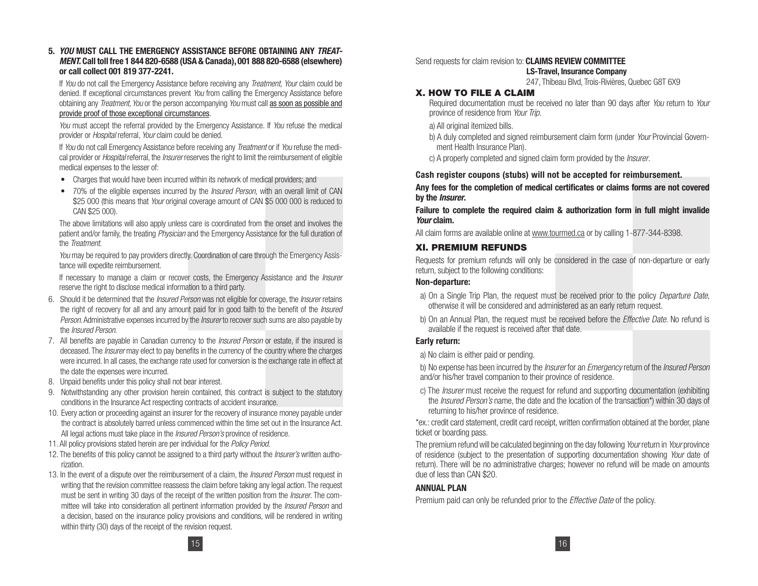**5. *YOU* MUST CALL THE EMERGENCY ASSISTANCE BEFORE OBTAINING ANY *TREATMENT.* Call toll free 1 844 820-6588 (USA & Canada), 001 888 820-6588 (elsewhere) or call collect 001 819 377-2241.**

If *You* do not call the Emergency Assistance before receiving any *Treatment, Your* claim could be denied. If exceptional circumstances prevent *You* from calling the Emergency Assistance before obtaining any *Treatment, You* or the person accompanying *You* must call as soon as possible and provide proof of those exceptional circumstances.

*You* must accept the referral provided by the Emergency Assistance. If *You* refuse the medical provider or *Hospital* referral, *Your* claim could be denied.

If *You* do not call Emergency Assistance before receiving any *Treatment* or if *You* refuse the medical provider or *Hospital* referral, the *Insurer* reserves the right to limit the reimbursement of eligible medical expenses to the lesser of:

- Charges that would have been incurred within its network of medical providers; and
- 70% of the eligible expenses incurred by the *Insured Person,* with an overall limit of CAN $25 000 (this means that *Your* original coverage amount of CAN $5 000 000 is reduced to CAN $25 000).

The above limitations will also apply unless care is coordinated from the onset and involves the patient and/or family, the treating *Physician* and the Emergency Assistance for the full duration of the *Treatment.*

*You* may be required to pay providers directly. Coordination of care through the Emergency Assistance will expedite reimbursement.

If necessary to manage a claim or recover costs, the Emergency Assistance and the *Insurer* reserve the right to disclose medical information to a third party.

6. Should it be determined that the *Insured Person* was not eligible for coverage, the *Insurer* retains the right of recovery for all and any amount paid for in good faith to the benefit of the *Insured Person.* Administrative expenses incurred by the *Insurer* to recover such sums are also payable by the *Insured Person.*
7. All benefits are payable in Canadian currency to the *Insured Person* or estate, if the insured is deceased. The *Insurer* may elect to pay benefits in the currency of the country where the charges were incurred. In all cases, the exchange rate used for conversion is the exchange rate in effect at the date the expenses were incurred.
8. Unpaid benefits under this policy shall not bear interest.
9. Notwithstanding any other provision herein contained, this contract is subject to the statutory conditions in the Insurance Act respecting contracts of accident insurance.
10. Every action or proceeding against an insurer for the recovery of insurance money payable under the contract is absolutely barred unless commenced within the time set out in the Insurance Act. All legal actions must take place in the *Insured Person's* province of residence.
11. All policy provisions stated herein are per individual for the *Policy Period.*
12. The benefits of this policy cannot be assigned to a third party without the *Insurer's* written authorization.
13. In the event of a dispute over the reimbursement of a claim, the *Insured Person* must request in writing that the revision committee reassess the claim before taking any legal action. The request must be sent in writing 30 days of the receipt of the written position from the *Insurer.* The committee will take into consideration all pertinent information provided by the *Insured Person* and a decision, based on the insurance policy provisions and conditions, will be rendered in writing within thirty (30) days of the receipt of the revision request.

Send requests for claim revision to: **CLAIMS REVIEW COMMITTEE**
**LS-Travel, Insurance Company**
247, Thibeau Blvd, Trois-Rivières, Quebec G8T 6X9

## X. HOW TO FILE A CLAIM

Required documentation must be received no later than 90 days after *You* return to *Your* province of residence from *Your Trip.*

a) All original itemized bills.

b) A duly completed and signed reimbursement claim form (under *Your* Provincial Government Health Insurance Plan).

c) A properly completed and signed claim form provided by the *Insurer.*

**Cash register coupons (stubs) will not be accepted for reimbursement.**

**Any fees for the completion of medical certificates or claims forms are not covered by the *Insurer*.**

**Failure to complete the required claim & authorization form in full might invalide *Your* claim.**

All claim forms are available online at www.tourmed.ca or by calling 1-877-344-8398.

## XI. PREMIUM REFUNDS

Requests for premium refunds will only be considered in the case of non-departure or early return, subject to the following conditions:

**Non-departure:**

a) On a Single Trip Plan, the request must be received prior to the policy *Departure Date*, otherwise it will be considered and administered as an early return request.

b) On an Annual Plan, the request must be received before the *Effective Date.* No refund is available if the request is received after that date.

**Early return:**

a) No claim is either paid or pending.

b) No expense has been incurred by the *Insurer* for an *Emergency* return of the *Insured Person* and/or his/her travel companion to their province of residence.

c) The *Insurer* must receive the request for refund and supporting documentation (exhibiting the *Insured Person's* name, the date and the location of the transaction*) within 30 days of returning to his/her province of residence.

*ex.: credit card statement, credit card receipt, written confirmation obtained at the border, plane ticket or boarding pass.

The premium refund will be calculated beginning on the day following *Your* return in *Your* province of residence (subject to the presentation of supporting documentation showing *Your* date of return). There will be no administrative charges; however no refund will be made on amounts due of less than CAN $20.

**ANNUAL PLAN**

Premium paid can only be refunded prior to the *Effective Date* of the policy.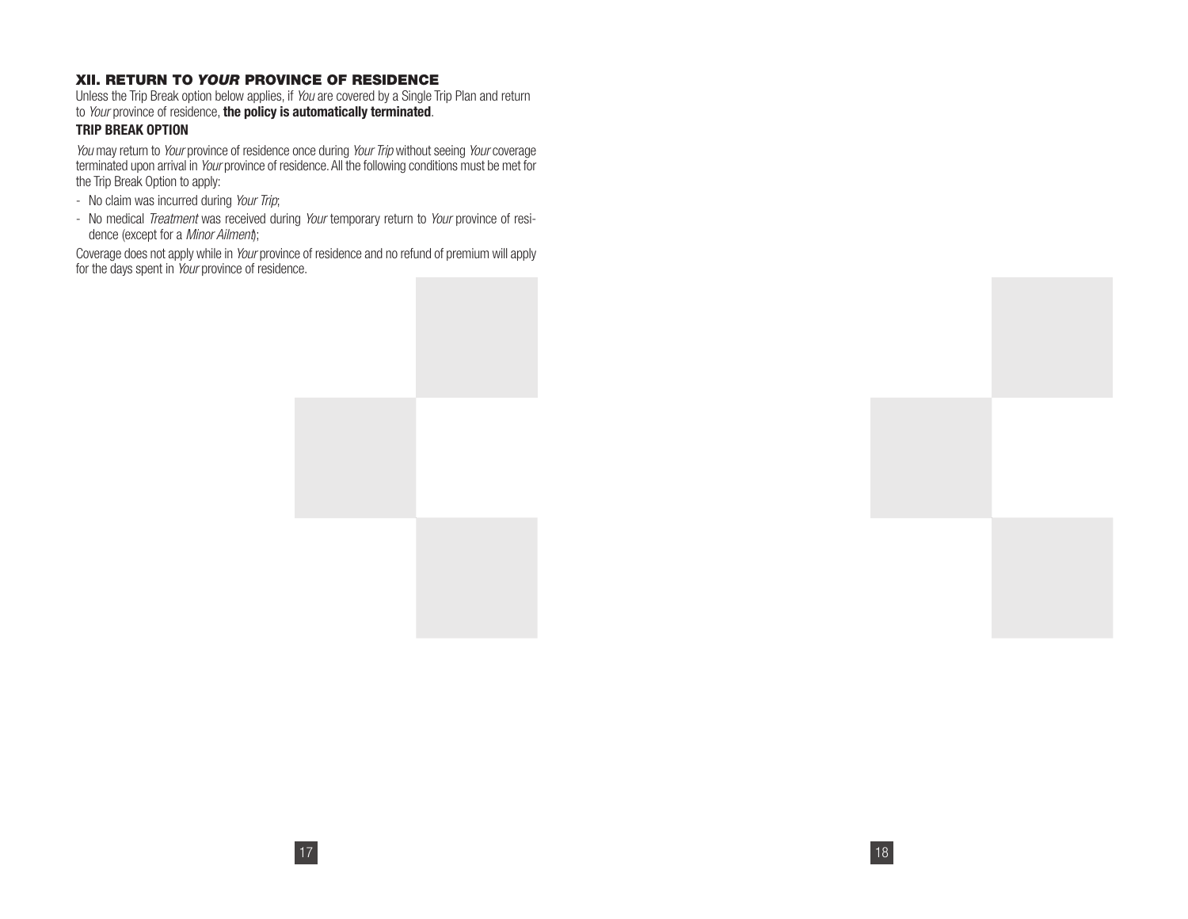## XII. RETURN TO *YOUR* PROVINCE OF RESIDENCE

Unless the Trip Break option below applies, if *You* are covered by a Single Trip Plan and return to *Your* province of residence, **the policy is automatically terminated**.

### TRIP BREAK OPTION

*You* may return to *Your* province of residence once during *Your Trip* without seeing *Your* coverage terminated upon arrival in *Your* province of residence. All the following conditions must be met for the Trip Break Option to apply:

- No claim was incurred during *Your Trip*;
- No medical *Treatment* was received during *Your* temporary return to *Your* province of residence (except for a *Minor Ailment*);

Coverage does not apply while in *Your* province of residence and no refund of premium will apply for the days spent in *Your* province of residence.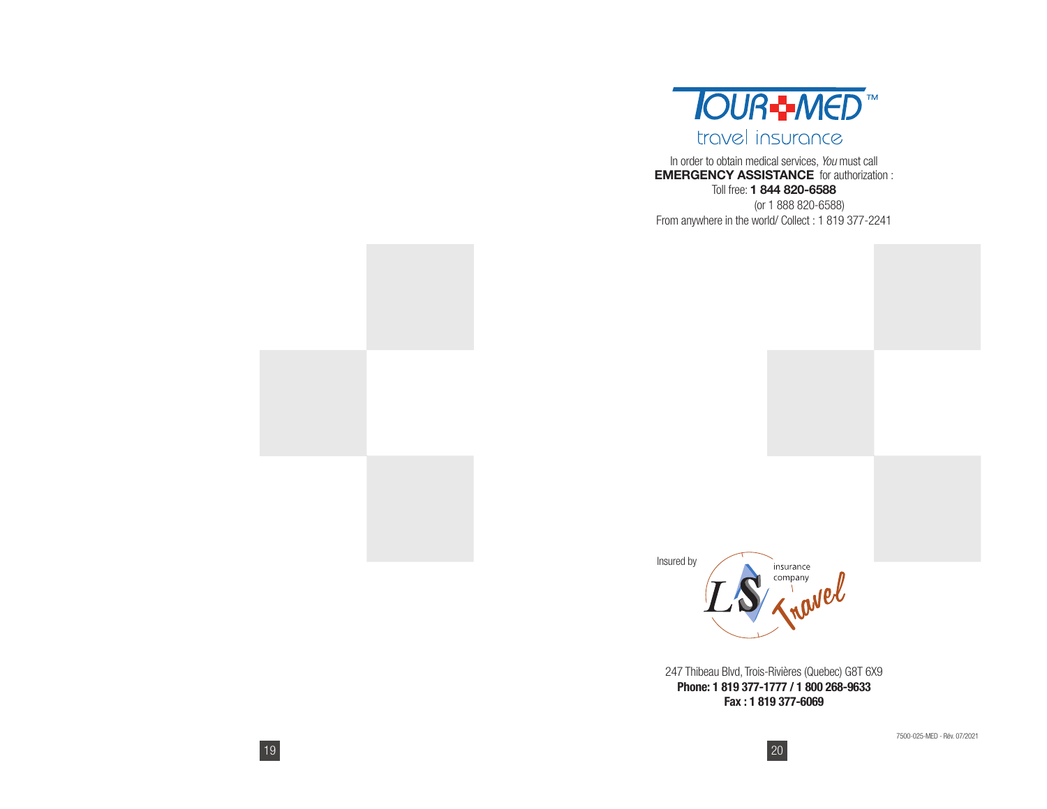# TOUR+MED™

travel insurance

In order to obtain medical services, *You* must call **EMERGENCY ASSISTANCE** for authorization :
Toll free: **1 844 820-6588**
(or 1 888 820-6588)
From anywhere in the world/ Collect : 1 819 377-2241

Insured by LS Travel insurance company

247 Thibeau Blvd, Trois-Rivières (Quebec) G8T 6X9
**Phone: 1 819 377-1777 / 1 800 268-9633**
**Fax : 1 819 377-6069**

7500-025-MED - Rév. 07/2021